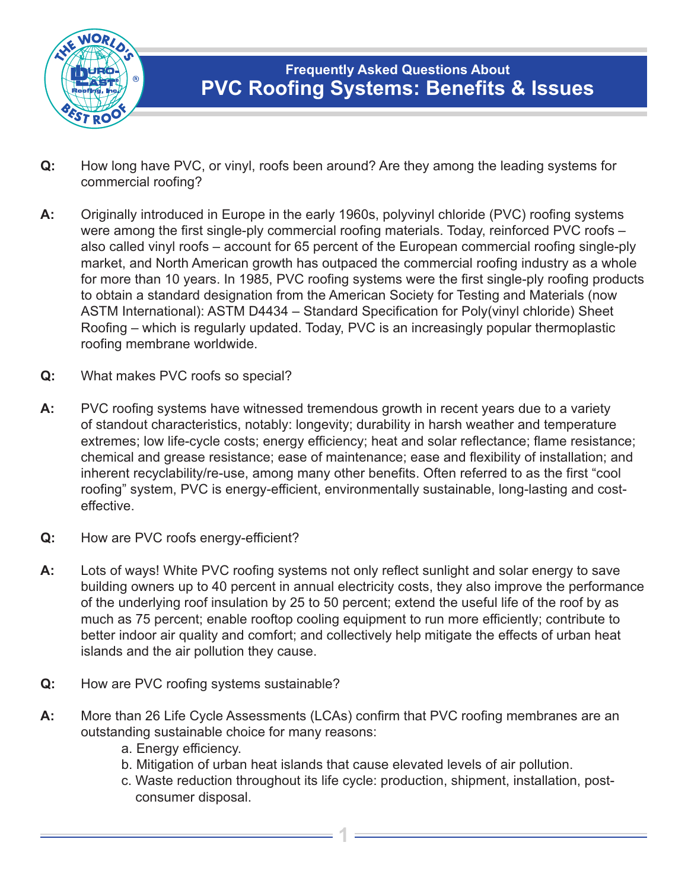## Frequently Asked Questions About

# PVC Roofing Systems: Benefits & Issues

**Q:** How long have PVC, or vinyl, roofs been around? Are they among the leading systems for commercial roofing?

**A:** Originally introduced in Europe in the early 1960s, polyvinyl chloride (PVC) roofing systems were among the first single-ply commercial roofing materials. Today, reinforced PVC roofs – also called vinyl roofs – account for 65 percent of the European commercial roofing single-ply market, and North American growth has outpaced the commercial roofing industry as a whole for more than 10 years. In 1985, PVC roofing systems were the first single-ply roofing products to obtain a standard designation from the American Society for Testing and Materials (now ASTM International): ASTM D4434 – Standard Specification for Poly(vinyl chloride) Sheet Roofing – which is regularly updated. Today, PVC is an increasingly popular thermoplastic roofing membrane worldwide.

**Q:** What makes PVC roofs so special?

**A:** PVC roofing systems have witnessed tremendous growth in recent years due to a variety of standout characteristics, notably: longevity; durability in harsh weather and temperature extremes; low life-cycle costs; energy efficiency; heat and solar reflectance; flame resistance; chemical and grease resistance; ease of maintenance; ease and flexibility of installation; and inherent recyclability/re-use, among many other benefits. Often referred to as the first "cool roofing" system, PVC is energy-efficient, environmentally sustainable, long-lasting and cost-effective.

**Q:** How are PVC roofs energy-efficient?

**A:** Lots of ways! White PVC roofing systems not only reflect sunlight and solar energy to save building owners up to 40 percent in annual electricity costs, they also improve the performance of the underlying roof insulation by 25 to 50 percent; extend the useful life of the roof by as much as 75 percent; enable rooftop cooling equipment to run more efficiently; contribute to better indoor air quality and comfort; and collectively help mitigate the effects of urban heat islands and the air pollution they cause.

**Q:** How are PVC roofing systems sustainable?

**A:** More than 26 Life Cycle Assessments (LCAs) confirm that PVC roofing membranes are an outstanding sustainable choice for many reasons:

a. Energy efficiency.
b. Mitigation of urban heat islands that cause elevated levels of air pollution.
c. Waste reduction throughout its life cycle: production, shipment, installation, post-consumer disposal.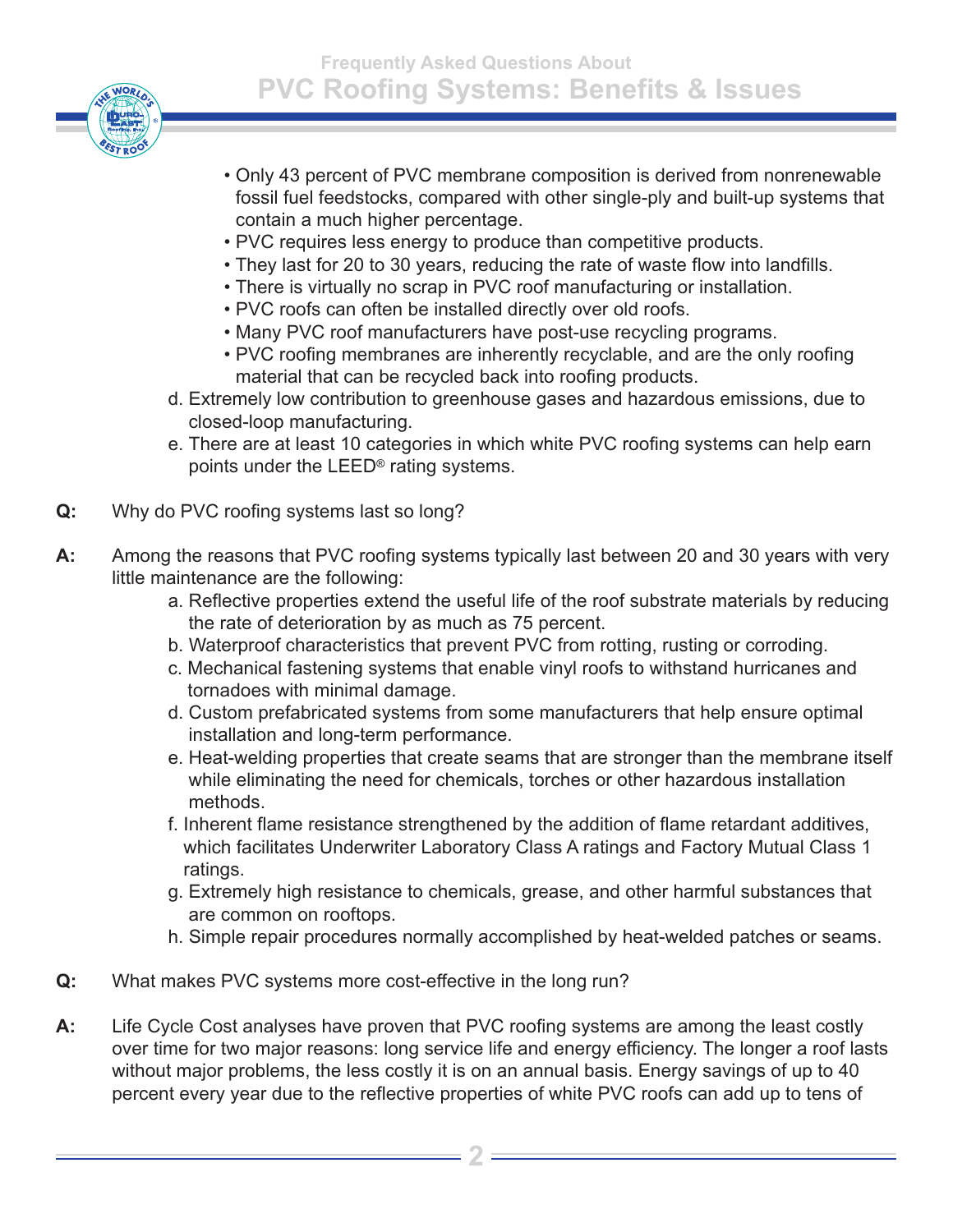- Only 43 percent of PVC membrane composition is derived from nonrenewable fossil fuel feedstocks, compared with other single-ply and built-up systems that contain a much higher percentage.
- PVC requires less energy to produce than competitive products.
- They last for 20 to 30 years, reducing the rate of waste flow into landfills.
- There is virtually no scrap in PVC roof manufacturing or installation.
- PVC roofs can often be installed directly over old roofs.
- Many PVC roof manufacturers have post-use recycling programs.
- PVC roofing membranes are inherently recyclable, and are the only roofing material that can be recycled back into roofing products.

d. Extremely low contribution to greenhouse gases and hazardous emissions, due to closed-loop manufacturing.

e. There are at least 10 categories in which white PVC roofing systems can help earn points under the LEED® rating systems.

**Q:** Why do PVC roofing systems last so long?

**A:** Among the reasons that PVC roofing systems typically last between 20 and 30 years with very little maintenance are the following:

a. Reflective properties extend the useful life of the roof substrate materials by reducing the rate of deterioration by as much as 75 percent.

b. Waterproof characteristics that prevent PVC from rotting, rusting or corroding.

c. Mechanical fastening systems that enable vinyl roofs to withstand hurricanes and tornadoes with minimal damage.

d. Custom prefabricated systems from some manufacturers that help ensure optimal installation and long-term performance.

e. Heat-welding properties that create seams that are stronger than the membrane itself while eliminating the need for chemicals, torches or other hazardous installation methods.

f. Inherent flame resistance strengthened by the addition of flame retardant additives, which facilitates Underwriter Laboratory Class A ratings and Factory Mutual Class 1 ratings.

g. Extremely high resistance to chemicals, grease, and other harmful substances that are common on rooftops.

h. Simple repair procedures normally accomplished by heat-welded patches or seams.

**Q:** What makes PVC systems more cost-effective in the long run?

**A:** Life Cycle Cost analyses have proven that PVC roofing systems are among the least costly over time for two major reasons: long service life and energy efficiency. The longer a roof lasts without major problems, the less costly it is on an annual basis. Energy savings of up to 40 percent every year due to the reflective properties of white PVC roofs can add up to tens of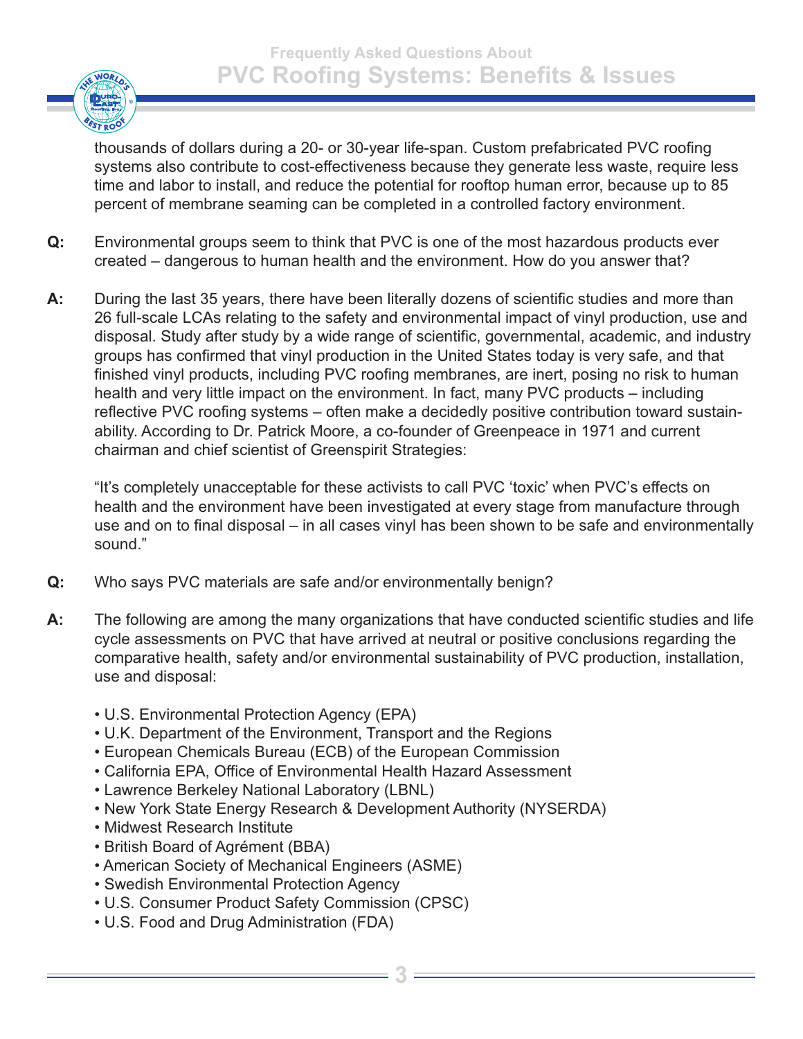thousands of dollars during a 20- or 30-year life-span. Custom prefabricated PVC roofing systems also contribute to cost-effectiveness because they generate less waste, require less time and labor to install, and reduce the potential for rooftop human error, because up to 85 percent of membrane seaming can be completed in a controlled factory environment.

**Q:** Environmental groups seem to think that PVC is one of the most hazardous products ever created – dangerous to human health and the environment. How do you answer that?

**A:** During the last 35 years, there have been literally dozens of scientific studies and more than 26 full-scale LCAs relating to the safety and environmental impact of vinyl production, use and disposal. Study after study by a wide range of scientific, governmental, academic, and industry groups has confirmed that vinyl production in the United States today is very safe, and that finished vinyl products, including PVC roofing membranes, are inert, posing no risk to human health and very little impact on the environment. In fact, many PVC products – including reflective PVC roofing systems – often make a decidedly positive contribution toward sustainability. According to Dr. Patrick Moore, a co-founder of Greenpeace in 1971 and current chairman and chief scientist of Greenspirit Strategies:

"It's completely unacceptable for these activists to call PVC 'toxic' when PVC's effects on health and the environment have been investigated at every stage from manufacture through use and on to final disposal – in all cases vinyl has been shown to be safe and environmentally sound."

**Q:** Who says PVC materials are safe and/or environmentally benign?

**A:** The following are among the many organizations that have conducted scientific studies and life cycle assessments on PVC that have arrived at neutral or positive conclusions regarding the comparative health, safety and/or environmental sustainability of PVC production, installation, use and disposal:

- U.S. Environmental Protection Agency (EPA)
- U.K. Department of the Environment, Transport and the Regions
- European Chemicals Bureau (ECB) of the European Commission
- California EPA, Office of Environmental Health Hazard Assessment
- Lawrence Berkeley National Laboratory (LBNL)
- New York State Energy Research & Development Authority (NYSERDA)
- Midwest Research Institute
- British Board of Agrément (BBA)
- American Society of Mechanical Engineers (ASME)
- Swedish Environmental Protection Agency
- U.S. Consumer Product Safety Commission (CPSC)
- U.S. Food and Drug Administration (FDA)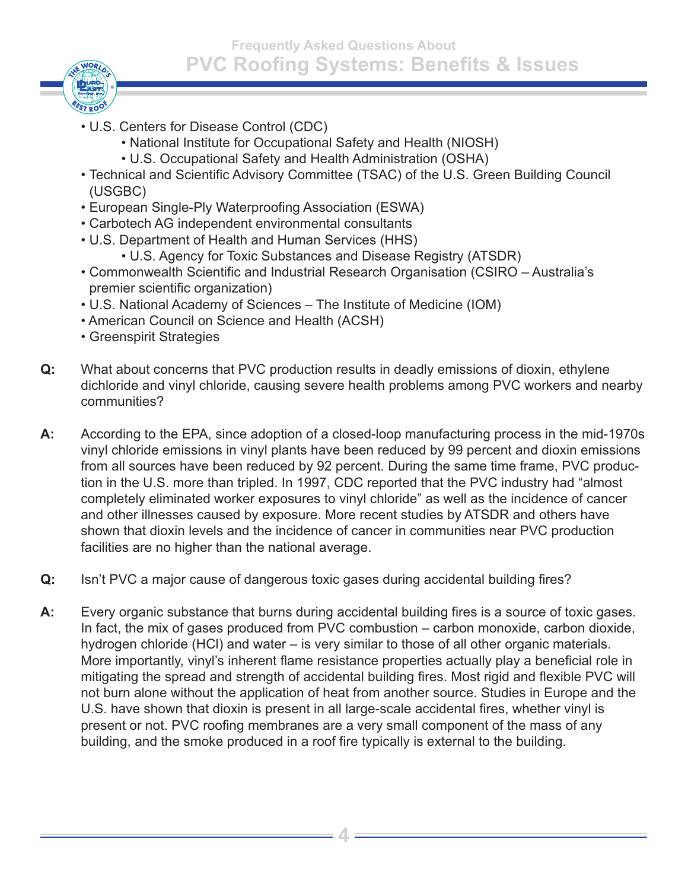- U.S. Centers for Disease Control (CDC)
  - National Institute for Occupational Safety and Health (NIOSH)
  - U.S. Occupational Safety and Health Administration (OSHA)
- Technical and Scientific Advisory Committee (TSAC) of the U.S. Green Building Council (USGBC)
- European Single-Ply Waterproofing Association (ESWA)
- Carbotech AG independent environmental consultants
- U.S. Department of Health and Human Services (HHS)
  - U.S. Agency for Toxic Substances and Disease Registry (ATSDR)
- Commonwealth Scientific and Industrial Research Organisation (CSIRO – Australia's premier scientific organization)
- U.S. National Academy of Sciences – The Institute of Medicine (IOM)
- American Council on Science and Health (ACSH)
- Greenspirit Strategies

**Q:** What about concerns that PVC production results in deadly emissions of dioxin, ethylene dichloride and vinyl chloride, causing severe health problems among PVC workers and nearby communities?

**A:** According to the EPA, since adoption of a closed-loop manufacturing process in the mid-1970s vinyl chloride emissions in vinyl plants have been reduced by 99 percent and dioxin emissions from all sources have been reduced by 92 percent. During the same time frame, PVC production in the U.S. more than tripled. In 1997, CDC reported that the PVC industry had "almost completely eliminated worker exposures to vinyl chloride" as well as the incidence of cancer and other illnesses caused by exposure. More recent studies by ATSDR and others have shown that dioxin levels and the incidence of cancer in communities near PVC production facilities are no higher than the national average.

**Q:** Isn't PVC a major cause of dangerous toxic gases during accidental building fires?

**A:** Every organic substance that burns during accidental building fires is a source of toxic gases. In fact, the mix of gases produced from PVC combustion – carbon monoxide, carbon dioxide, hydrogen chloride (HCl) and water – is very similar to those of all other organic materials. More importantly, vinyl's inherent flame resistance properties actually play a beneficial role in mitigating the spread and strength of accidental building fires. Most rigid and flexible PVC will not burn alone without the application of heat from another source. Studies in Europe and the U.S. have shown that dioxin is present in all large-scale accidental fires, whether vinyl is present or not. PVC roofing membranes are a very small component of the mass of any building, and the smoke produced in a roof fire typically is external to the building.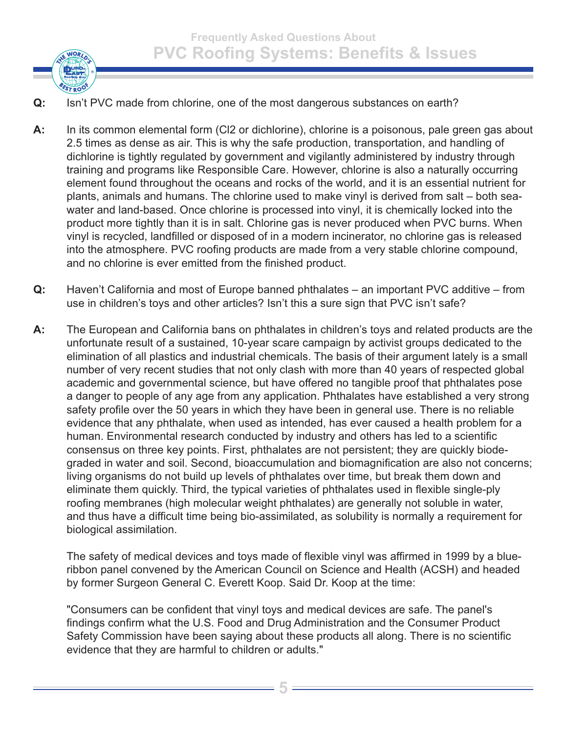**Q:** Isn't PVC made from chlorine, one of the most dangerous substances on earth?

**A:** In its common elemental form ($Cl_2$ or dichlorine), chlorine is a poisonous, pale green gas about 2.5 times as dense as air. This is why the safe production, transportation, and handling of dichlorine is tightly regulated by government and vigilantly administered by industry through training and programs like Responsible Care. However, chlorine is also a naturally occurring element found throughout the oceans and rocks of the world, and it is an essential nutrient for plants, animals and humans. The chlorine used to make vinyl is derived from salt – both sea-water and land-based. Once chlorine is processed into vinyl, it is chemically locked into the product more tightly than it is in salt. Chlorine gas is never produced when PVC burns. When vinyl is recycled, landfilled or disposed of in a modern incinerator, no chlorine gas is released into the atmosphere. PVC roofing products are made from a very stable chlorine compound, and no chlorine is ever emitted from the finished product.

**Q:** Haven't California and most of Europe banned phthalates – an important PVC additive – from use in children's toys and other articles? Isn't this a sure sign that PVC isn't safe?

**A:** The European and California bans on phthalates in children's toys and related products are the unfortunate result of a sustained, 10-year scare campaign by activist groups dedicated to the elimination of all plastics and industrial chemicals. The basis of their argument lately is a small number of very recent studies that not only clash with more than 40 years of respected global academic and governmental science, but have offered no tangible proof that phthalates pose a danger to people of any age from any application. Phthalates have established a very strong safety profile over the 50 years in which they have been in general use. There is no reliable evidence that any phthalate, when used as intended, has ever caused a health problem for a human. Environmental research conducted by industry and others has led to a scientific consensus on three key points. First, phthalates are not persistent; they are quickly biodegraded in water and soil. Second, bioaccumulation and biomagnification are also not concerns; living organisms do not build up levels of phthalates over time, but break them down and eliminate them quickly. Third, the typical varieties of phthalates used in flexible single-ply roofing membranes (high molecular weight phthalates) are generally not soluble in water, and thus have a difficult time being bio-assimilated, as solubility is normally a requirement for biological assimilation.

The safety of medical devices and toys made of flexible vinyl was affirmed in 1999 by a blue-ribbon panel convened by the American Council on Science and Health (ACSH) and headed by former Surgeon General C. Everett Koop. Said Dr. Koop at the time:

"Consumers can be confident that vinyl toys and medical devices are safe. The panel's findings confirm what the U.S. Food and Drug Administration and the Consumer Product Safety Commission have been saying about these products all along. There is no scientific evidence that they are harmful to children or adults."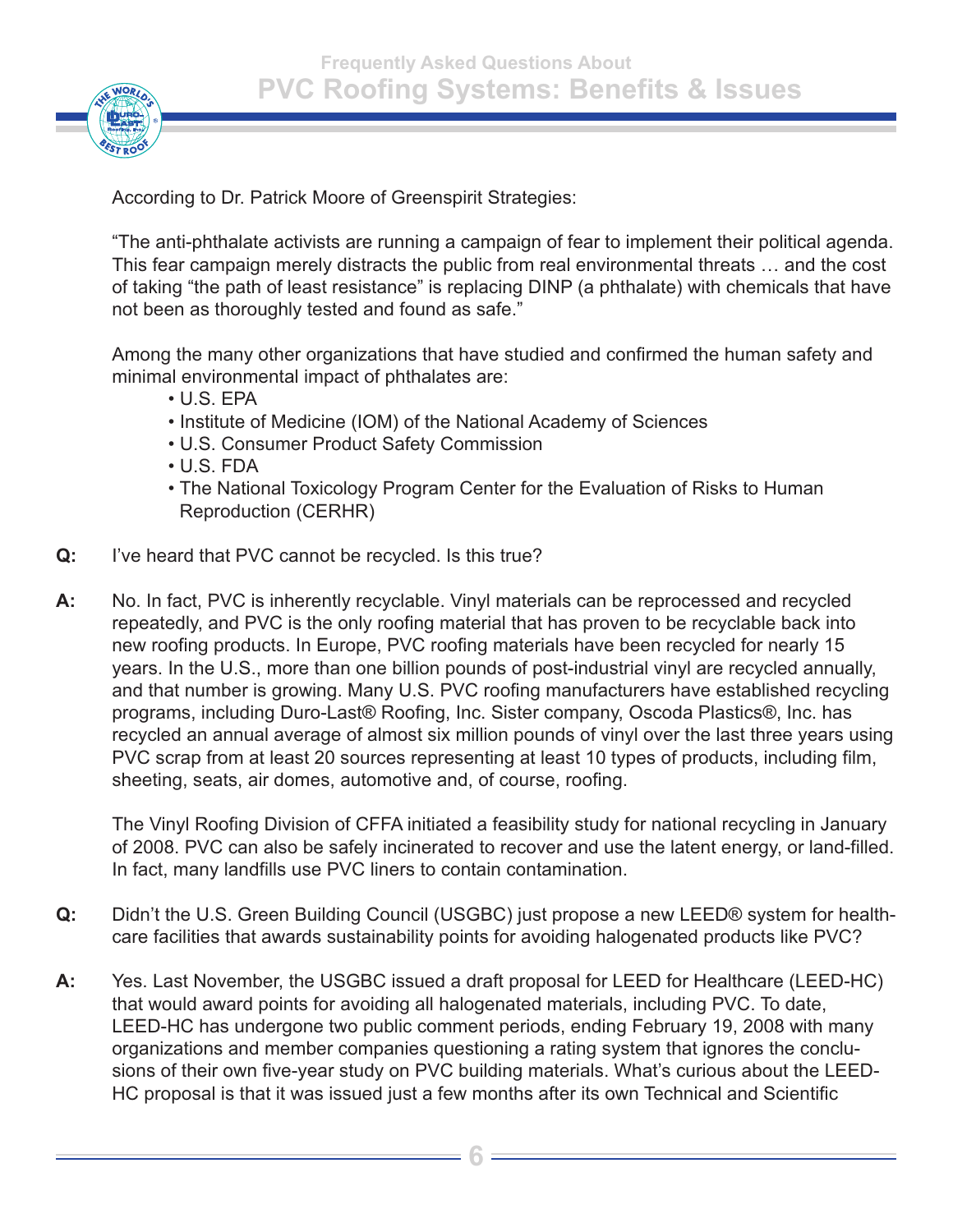According to Dr. Patrick Moore of Greenspirit Strategies:

"The anti-phthalate activists are running a campaign of fear to implement their political agenda. This fear campaign merely distracts the public from real environmental threats … and the cost of taking "the path of least resistance" is replacing DINP (a phthalate) with chemicals that have not been as thoroughly tested and found as safe."

Among the many other organizations that have studied and confirmed the human safety and minimal environmental impact of phthalates are:

- U.S. EPA
- Institute of Medicine (IOM) of the National Academy of Sciences
- U.S. Consumer Product Safety Commission
- U.S. FDA
- The National Toxicology Program Center for the Evaluation of Risks to Human Reproduction (CERHR)

**Q:** I've heard that PVC cannot be recycled. Is this true?

**A:** No. In fact, PVC is inherently recyclable. Vinyl materials can be reprocessed and recycled repeatedly, and PVC is the only roofing material that has proven to be recyclable back into new roofing products. In Europe, PVC roofing materials have been recycled for nearly 15 years. In the U.S., more than one billion pounds of post-industrial vinyl are recycled annually, and that number is growing. Many U.S. PVC roofing manufacturers have established recycling programs, including Duro-Last® Roofing, Inc. Sister company, Oscoda Plastics®, Inc. has recycled an annual average of almost six million pounds of vinyl over the last three years using PVC scrap from at least 20 sources representing at least 10 types of products, including film, sheeting, seats, air domes, automotive and, of course, roofing.

The Vinyl Roofing Division of CFFA initiated a feasibility study for national recycling in January of 2008. PVC can also be safely incinerated to recover and use the latent energy, or land-filled. In fact, many landfills use PVC liners to contain contamination.

**Q:** Didn't the U.S. Green Building Council (USGBC) just propose a new LEED® system for health-care facilities that awards sustainability points for avoiding halogenated products like PVC?

**A:** Yes. Last November, the USGBC issued a draft proposal for LEED for Healthcare (LEED-HC) that would award points for avoiding all halogenated materials, including PVC. To date, LEED-HC has undergone two public comment periods, ending February 19, 2008 with many organizations and member companies questioning a rating system that ignores the conclusions of their own five-year study on PVC building materials. What's curious about the LEED-HC proposal is that it was issued just a few months after its own Technical and Scientific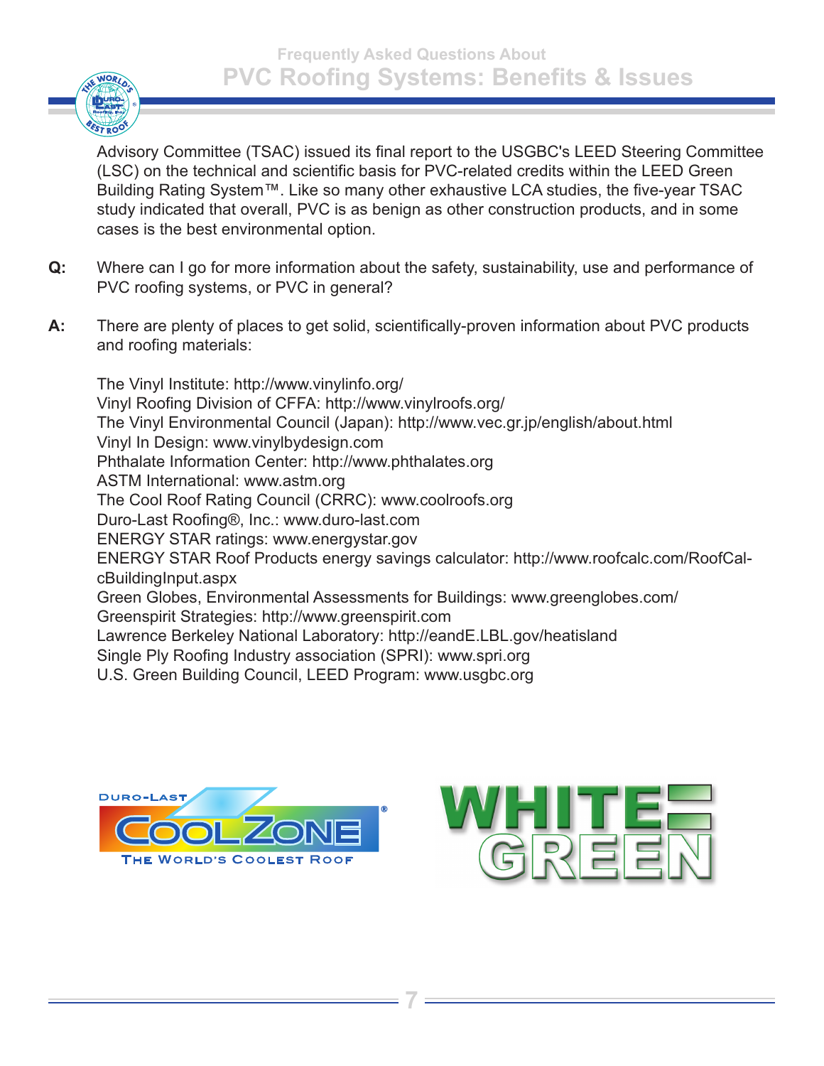Advisory Committee (TSAC) issued its final report to the USGBC's LEED Steering Committee (LSC) on the technical and scientific basis for PVC-related credits within the LEED Green Building Rating System™. Like so many other exhaustive LCA studies, the five-year TSAC study indicated that overall, PVC is as benign as other construction products, and in some cases is the best environmental option.

**Q:** Where can I go for more information about the safety, sustainability, use and performance of PVC roofing systems, or PVC in general?

**A:** There are plenty of places to get solid, scientifically-proven information about PVC products and roofing materials:

The Vinyl Institute: http://www.vinylinfo.org/
Vinyl Roofing Division of CFFA: http://www.vinylroofs.org/
The Vinyl Environmental Council (Japan): http://www.vec.gr.jp/english/about.html
Vinyl In Design: www.vinylbydesign.com
Phthalate Information Center: http://www.phthalates.org
ASTM International: www.astm.org
The Cool Roof Rating Council (CRRC): www.coolroofs.org
Duro-Last Roofing®, Inc.: www.duro-last.com
ENERGY STAR ratings: www.energystar.gov
ENERGY STAR Roof Products energy savings calculator: http://www.roofcalc.com/RoofCalcBuildingInput.aspx
Green Globes, Environmental Assessments for Buildings: www.greenglobes.com/
Greenspirit Strategies: http://www.greenspirit.com
Lawrence Berkeley National Laboratory: http://eandE.LBL.gov/heatisland
Single Ply Roofing Industry association (SPRI): www.spri.org
U.S. Green Building Council, LEED Program: www.usgbc.org

DURO-LAST COOL ZONE® THE WORLD'S COOLEST ROOF

WHITE = GREEN